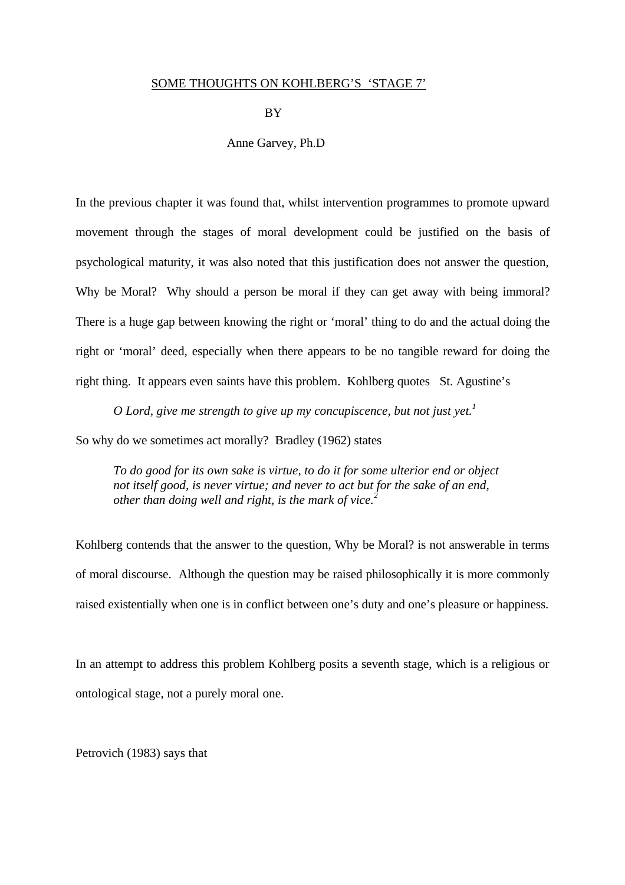# SOME THOUGHTS ON KOHLBERG'S 'STAGE 7'

BY

Anne Garvey, Ph.D

In the previous chapter it was found that, whilst intervention programmes to promote upward movement through the stages of moral development could be justified on the basis of psychological maturity, it was also noted that this justification does not answer the question, Why be Moral? Why should a person be moral if they can get away with being immoral? There is a huge gap between knowing the right or 'moral' thing to do and the actual doing the right or 'moral' deed, especially when there appears to be no tangible reward for doing the right thing. It appears even saints have this problem. Kohlberg quotes St. Agustine's

> *O Lord, give me strength to give up my concupiscence, but not just yet.*[1]

So why do we sometimes act morally? Bradley (1962) states

> *To do good for its own sake is virtue, to do it for some ulterior end or object not itself good, is never virtue; and never to act but for the sake of an end, other than doing well and right, is the mark of vice.*[2]

Kohlberg contends that the answer to the question, Why be Moral? is not answerable in terms of moral discourse. Although the question may be raised philosophically it is more commonly raised existentially when one is in conflict between one's duty and one's pleasure or happiness.

In an attempt to address this problem Kohlberg posits a seventh stage, which is a religious or ontological stage, not a purely moral one.

Petrovich (1983) says that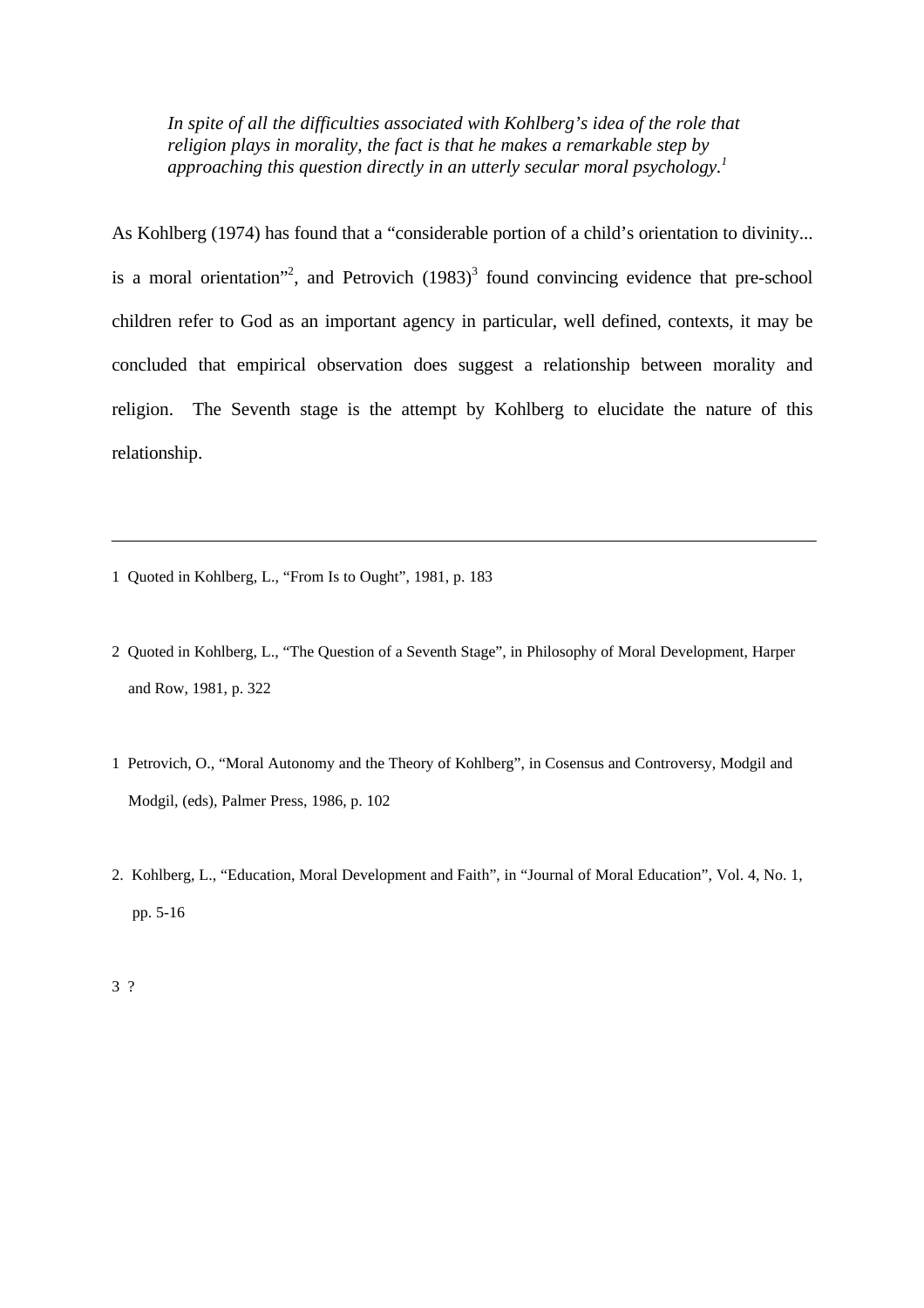> *In spite of all the difficulties associated with Kohlberg's idea of the role that religion plays in morality, the fact is that he makes a remarkable step by approaching this question directly in an utterly secular moral psychology.*[1]

As Kohlberg (1974) has found that a "considerable portion of a child's orientation to divinity... is a moral orientation"[2], and Petrovich (1983)[3] found convincing evidence that pre-school children refer to God as an important agency in particular, well defined, contexts, it may be concluded that empirical observation does suggest a relationship between morality and religion. The Seventh stage is the attempt by Kohlberg to elucidate the nature of this relationship.

---

1 Quoted in Kohlberg, L., "From Is to Ought", 1981, p. 183

2 Quoted in Kohlberg, L., "The Question of a Seventh Stage", in Philosophy of Moral Development, Harper and Row, 1981, p. 322

1 Petrovich, O., "Moral Autonomy and the Theory of Kohlberg", in Cosensus and Controversy, Modgil and Modgil, (eds), Palmer Press, 1986, p. 102

2. Kohlberg, L., "Education, Moral Development and Faith", in "Journal of Moral Education", Vol. 4, No. 1, pp. 5-16

3 ?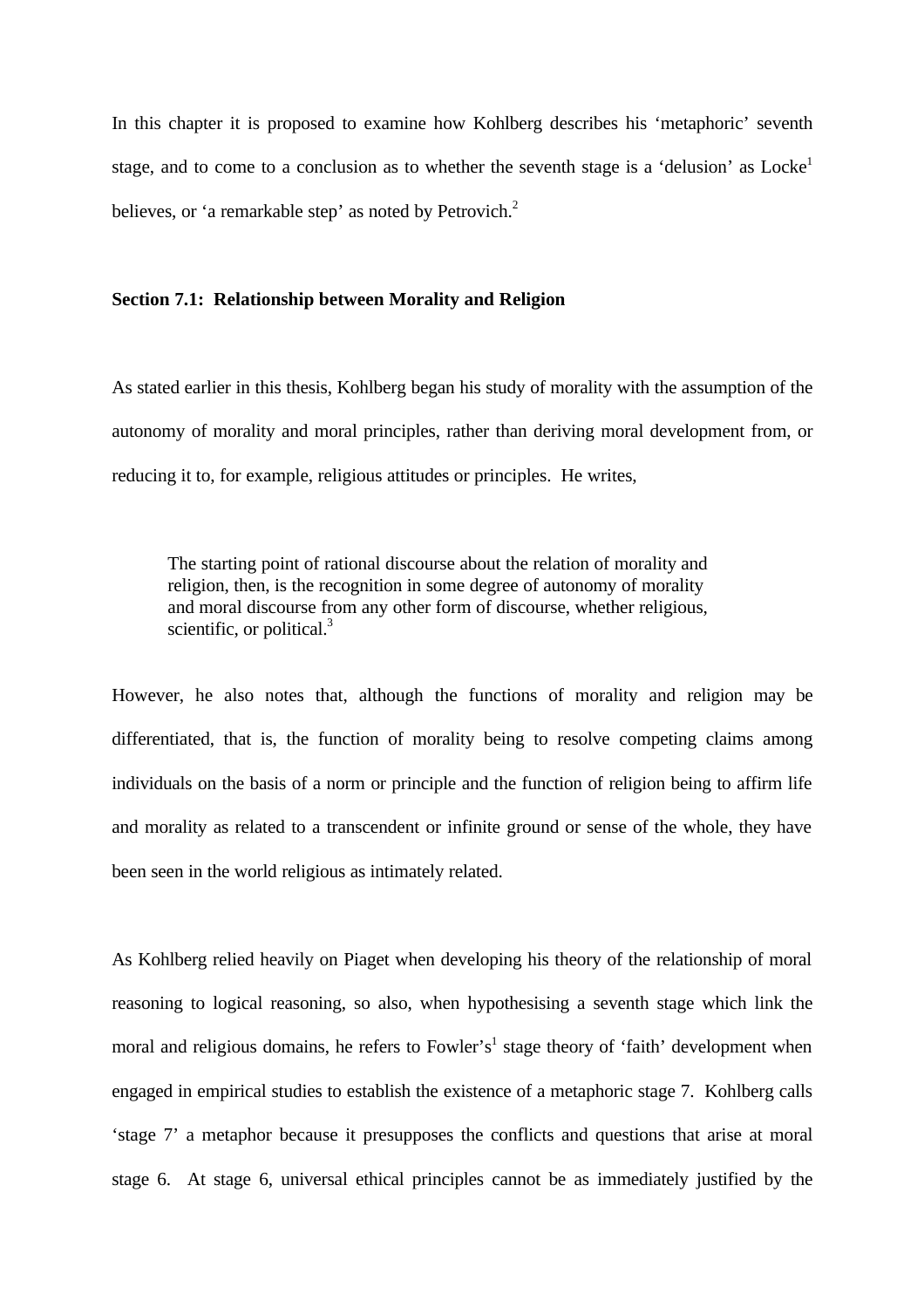In this chapter it is proposed to examine how Kohlberg describes his 'metaphoric' seventh stage, and to come to a conclusion as to whether the seventh stage is a 'delusion' as Locke[1] believes, or 'a remarkable step' as noted by Petrovich.[2]

### Section 7.1: Relationship between Morality and Religion

As stated earlier in this thesis, Kohlberg began his study of morality with the assumption of the autonomy of morality and moral principles, rather than deriving moral development from, or reducing it to, for example, religious attitudes or principles. He writes,

> The starting point of rational discourse about the relation of morality and religion, then, is the recognition in some degree of autonomy of morality and moral discourse from any other form of discourse, whether religious, scientific, or political.[3]

However, he also notes that, although the functions of morality and religion may be differentiated, that is, the function of morality being to resolve competing claims among individuals on the basis of a norm or principle and the function of religion being to affirm life and morality as related to a transcendent or infinite ground or sense of the whole, they have been seen in the world religious as intimately related.

As Kohlberg relied heavily on Piaget when developing his theory of the relationship of moral reasoning to logical reasoning, so also, when hypothesising a seventh stage which link the moral and religious domains, he refers to Fowler's[1] stage theory of 'faith' development when engaged in empirical studies to establish the existence of a metaphoric stage 7. Kohlberg calls 'stage 7' a metaphor because it presupposes the conflicts and questions that arise at moral stage 6. At stage 6, universal ethical principles cannot be as immediately justified by the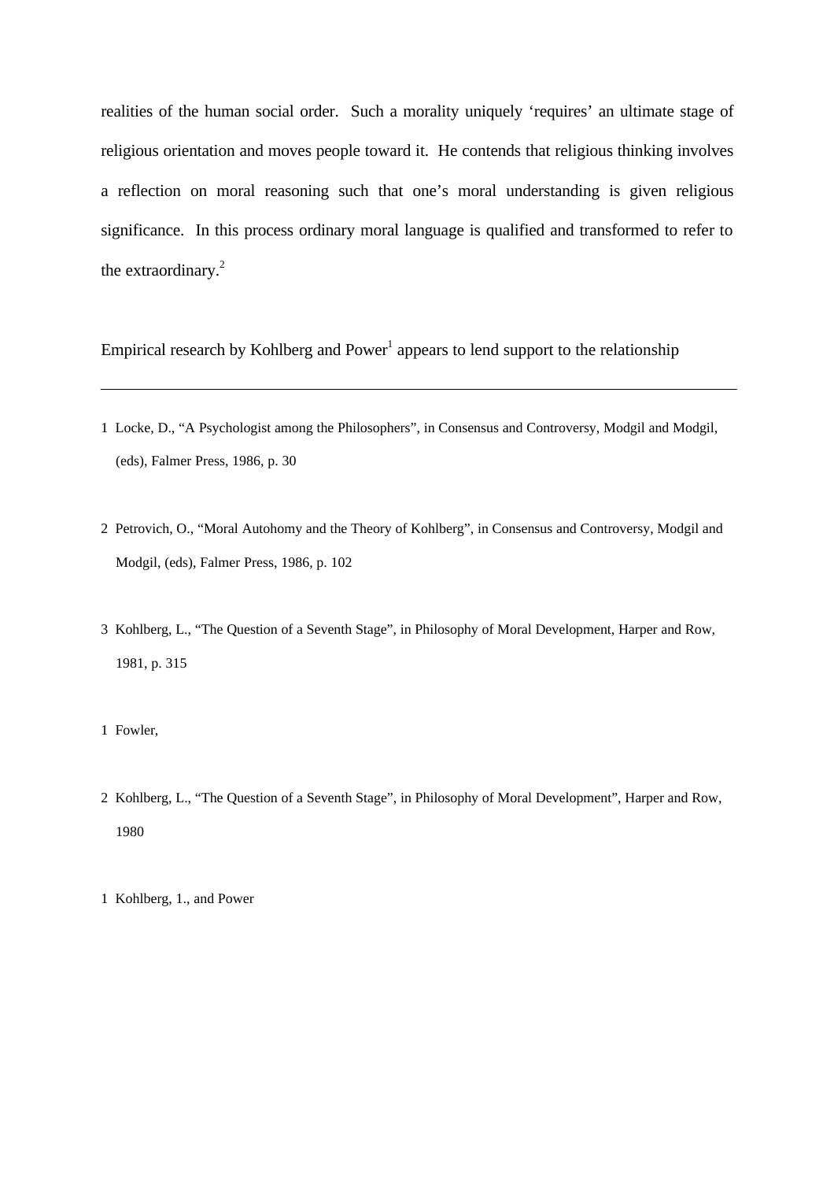realities of the human social order. Such a morality uniquely 'requires' an ultimate stage of religious orientation and moves people toward it. He contends that religious thinking involves a reflection on moral reasoning such that one's moral understanding is given religious significance. In this process ordinary moral language is qualified and transformed to refer to the extraordinary.[2]

Empirical research by Kohlberg and Power[1] appears to lend support to the relationship

---

1 Locke, D., "A Psychologist among the Philosophers", in Consensus and Controversy, Modgil and Modgil, (eds), Falmer Press, 1986, p. 30

2 Petrovich, O., "Moral Autohomy and the Theory of Kohlberg", in Consensus and Controversy, Modgil and Modgil, (eds), Falmer Press, 1986, p. 102

3 Kohlberg, L., "The Question of a Seventh Stage", in Philosophy of Moral Development, Harper and Row, 1981, p. 315

1 Fowler,

2 Kohlberg, L., "The Question of a Seventh Stage", in Philosophy of Moral Development", Harper and Row, 1980

1 Kohlberg, 1., and Power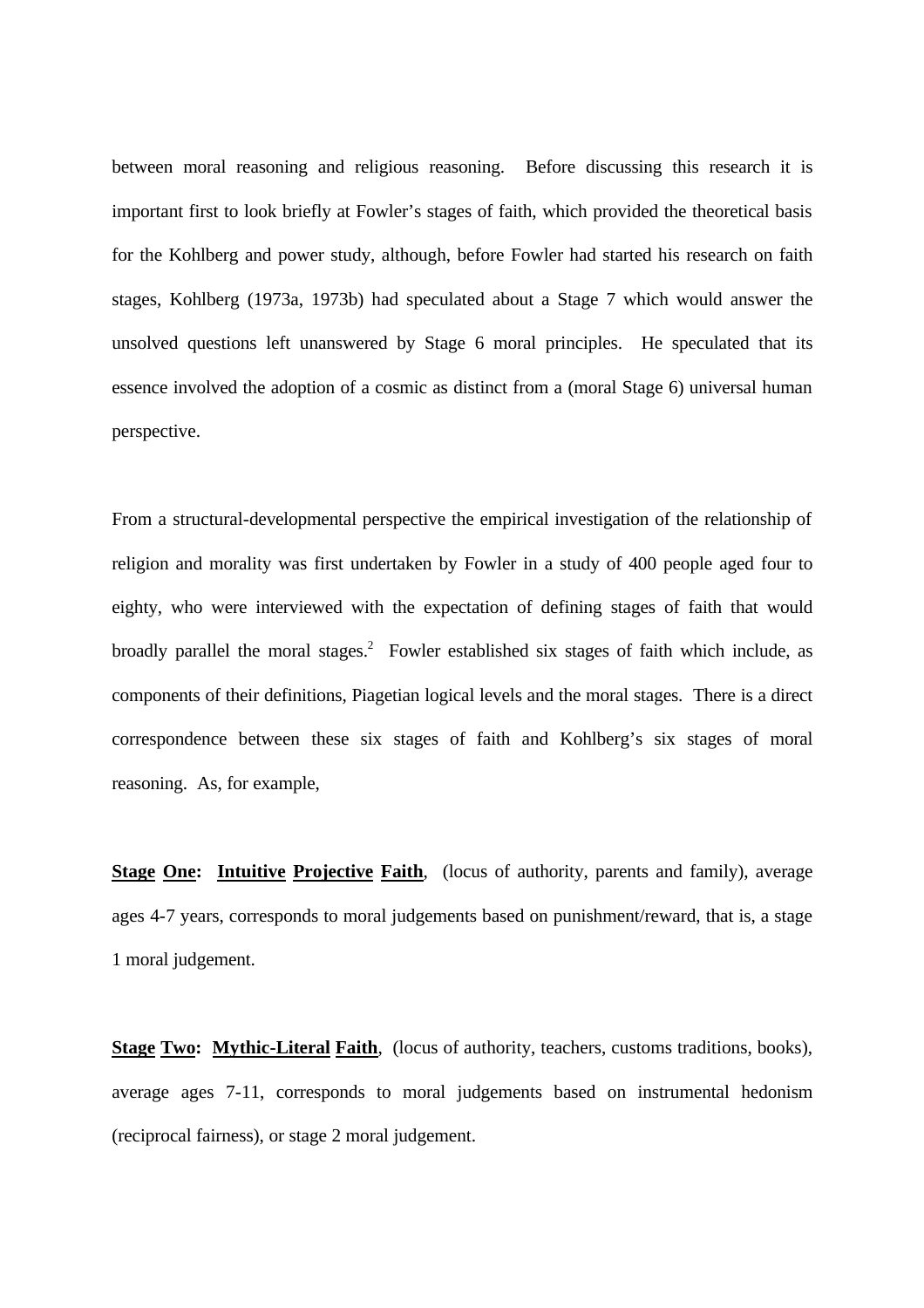between moral reasoning and religious reasoning. Before discussing this research it is important first to look briefly at Fowler's stages of faith, which provided the theoretical basis for the Kohlberg and power study, although, before Fowler had started his research on faith stages, Kohlberg (1973a, 1973b) had speculated about a Stage 7 which would answer the unsolved questions left unanswered by Stage 6 moral principles. He speculated that its essence involved the adoption of a cosmic as distinct from a (moral Stage 6) universal human perspective.

From a structural-developmental perspective the empirical investigation of the relationship of religion and morality was first undertaken by Fowler in a study of 400 people aged four to eighty, who were interviewed with the expectation of defining stages of faith that would broadly parallel the moral stages.[2] Fowler established six stages of faith which include, as components of their definitions, Piagetian logical levels and the moral stages. There is a direct correspondence between these six stages of faith and Kohlberg's six stages of moral reasoning. As, for example,

**Stage One: Intuitive Projective Faith**, (locus of authority, parents and family), average ages 4-7 years, corresponds to moral judgements based on punishment/reward, that is, a stage 1 moral judgement.

**Stage Two: Mythic-Literal Faith**, (locus of authority, teachers, customs traditions, books), average ages 7-11, corresponds to moral judgements based on instrumental hedonism (reciprocal fairness), or stage 2 moral judgement.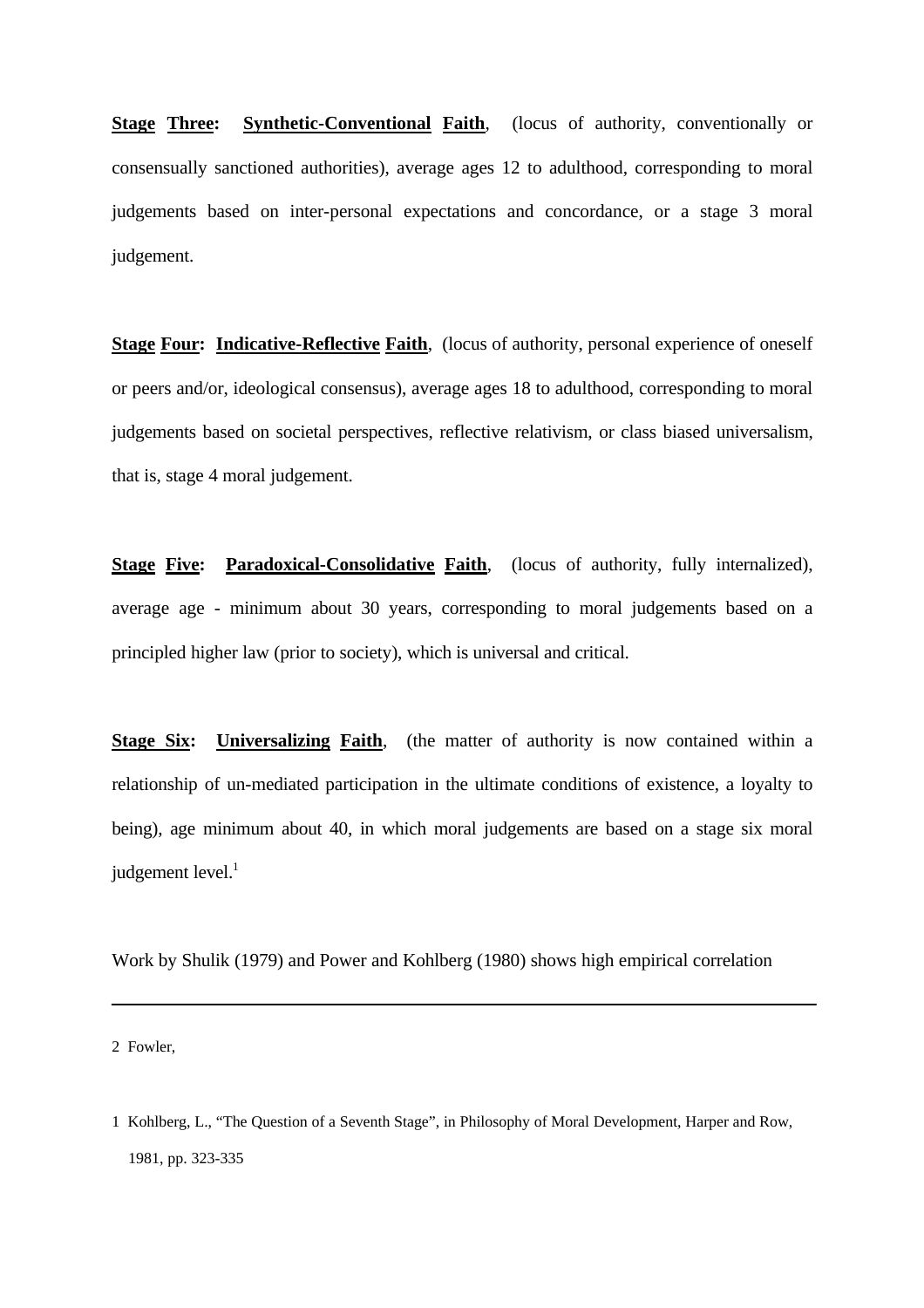**<u>Stage Three</u>: <u>Synthetic-Conventional Faith</u>**, (locus of authority, conventionally or consensually sanctioned authorities), average ages 12 to adulthood, corresponding to moral judgements based on inter-personal expectations and concordance, or a stage 3 moral judgement.

**<u>Stage Four</u>: <u>Indicative-Reflective Faith</u>**, (locus of authority, personal experience of oneself or peers and/or, ideological consensus), average ages 18 to adulthood, corresponding to moral judgements based on societal perspectives, reflective relativism, or class biased universalism, that is, stage 4 moral judgement.

**<u>Stage Five</u>: <u>Paradoxical-Consolidative Faith</u>**, (locus of authority, fully internalized), average age - minimum about 30 years, corresponding to moral judgements based on a principled higher law (prior to society), which is universal and critical.

**<u>Stage Six</u>: <u>Universalizing Faith</u>**, (the matter of authority is now contained within a relationship of un-mediated participation in the ultimate conditions of existence, a loyalty to being), age minimum about 40, in which moral judgements are based on a stage six moral judgement level.[1]

Work by Shulik (1979) and Power and Kohlberg (1980) shows high empirical correlation

---

2 Fowler,

1 Kohlberg, L., "The Question of a Seventh Stage", in Philosophy of Moral Development, Harper and Row, 1981, pp. 323-335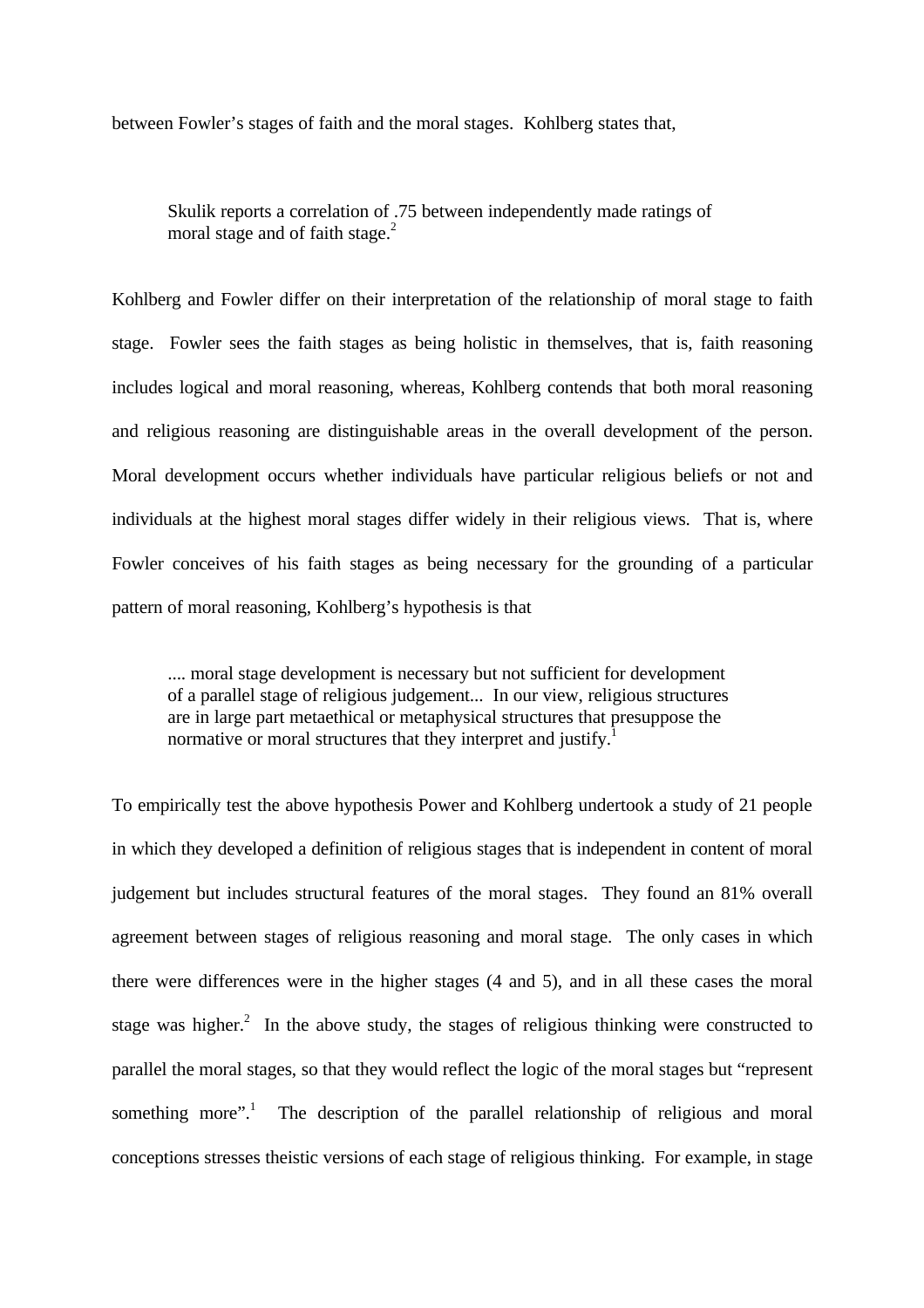between Fowler's stages of faith and the moral stages. Kohlberg states that,

> Skulik reports a correlation of .75 between independently made ratings of moral stage and of faith stage.[2]

Kohlberg and Fowler differ on their interpretation of the relationship of moral stage to faith stage. Fowler sees the faith stages as being holistic in themselves, that is, faith reasoning includes logical and moral reasoning, whereas, Kohlberg contends that both moral reasoning and religious reasoning are distinguishable areas in the overall development of the person. Moral development occurs whether individuals have particular religious beliefs or not and individuals at the highest moral stages differ widely in their religious views. That is, where Fowler conceives of his faith stages as being necessary for the grounding of a particular pattern of moral reasoning, Kohlberg's hypothesis is that

> .... moral stage development is necessary but not sufficient for development of a parallel stage of religious judgement... In our view, religious structures are in large part metaethical or metaphysical structures that presuppose the normative or moral structures that they interpret and justify.[1]

To empirically test the above hypothesis Power and Kohlberg undertook a study of 21 people in which they developed a definition of religious stages that is independent in content of moral judgement but includes structural features of the moral stages. They found an 81% overall agreement between stages of religious reasoning and moral stage. The only cases in which there were differences were in the higher stages (4 and 5), and in all these cases the moral stage was higher.[2] In the above study, the stages of religious thinking were constructed to parallel the moral stages, so that they would reflect the logic of the moral stages but "represent something more".[1] The description of the parallel relationship of religious and moral conceptions stresses theistic versions of each stage of religious thinking. For example, in stage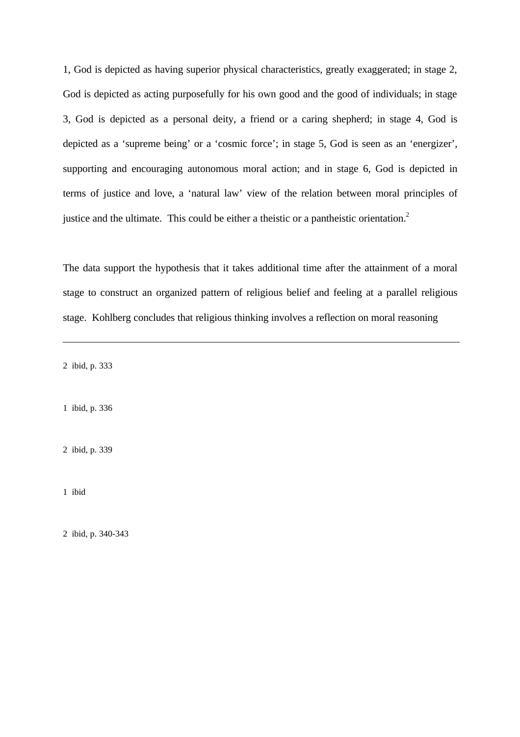1, God is depicted as having superior physical characteristics, greatly exaggerated; in stage 2, God is depicted as acting purposefully for his own good and the good of individuals; in stage 3, God is depicted as a personal deity, a friend or a caring shepherd; in stage 4, God is depicted as a 'supreme being' or a 'cosmic force'; in stage 5, God is seen as an 'energizer', supporting and encouraging autonomous moral action; and in stage 6, God is depicted in terms of justice and love, a 'natural law' view of the relation between moral principles of justice and the ultimate.  This could be either a theistic or a pantheistic orientation.[2]

The data support the hypothesis that it takes additional time after the attainment of a moral stage to construct an organized pattern of religious belief and feeling at a parallel religious stage.  Kohlberg concludes that religious thinking involves a reflection on moral reasoning

---

2  ibid, p. 333

1  ibid, p. 336

2  ibid, p. 339

1  ibid

2  ibid, p. 340-343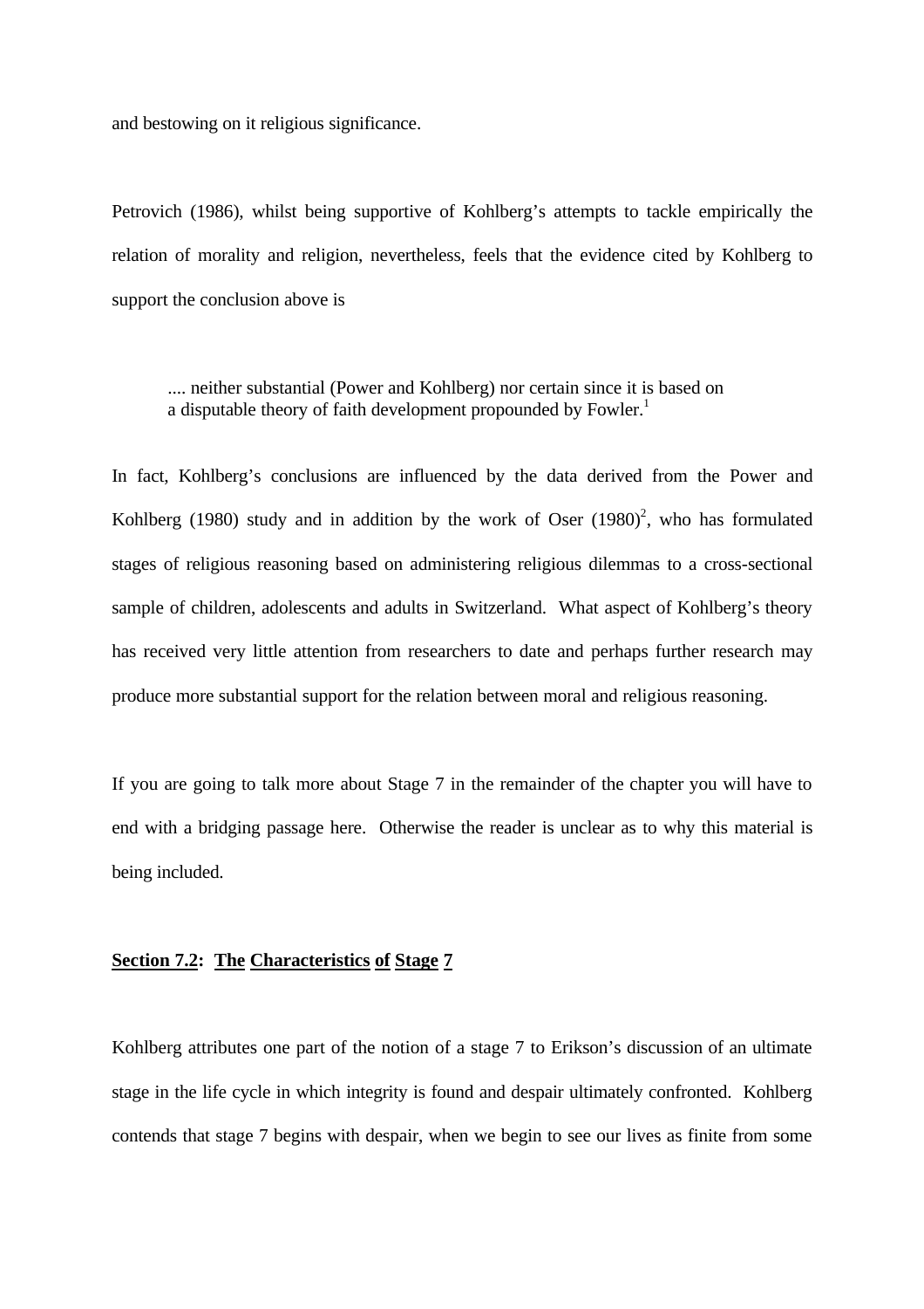and bestowing on it religious significance.

Petrovich (1986), whilst being supportive of Kohlberg's attempts to tackle empirically the relation of morality and religion, nevertheless, feels that the evidence cited by Kohlberg to support the conclusion above is

> .... neither substantial (Power and Kohlberg) nor certain since it is based on a disputable theory of faith development propounded by Fowler.[1]

In fact, Kohlberg's conclusions are influenced by the data derived from the Power and Kohlberg (1980) study and in addition by the work of Oser (1980)[2], who has formulated stages of religious reasoning based on administering religious dilemmas to a cross-sectional sample of children, adolescents and adults in Switzerland. What aspect of Kohlberg's theory has received very little attention from researchers to date and perhaps further research may produce more substantial support for the relation between moral and religious reasoning.

If you are going to talk more about Stage 7 in the remainder of the chapter you will have to end with a bridging passage here. Otherwise the reader is unclear as to why this material is being included.

## Section 7.2: The Characteristics of Stage 7

Kohlberg attributes one part of the notion of a stage 7 to Erikson's discussion of an ultimate stage in the life cycle in which integrity is found and despair ultimately confronted. Kohlberg contends that stage 7 begins with despair, when we begin to see our lives as finite from some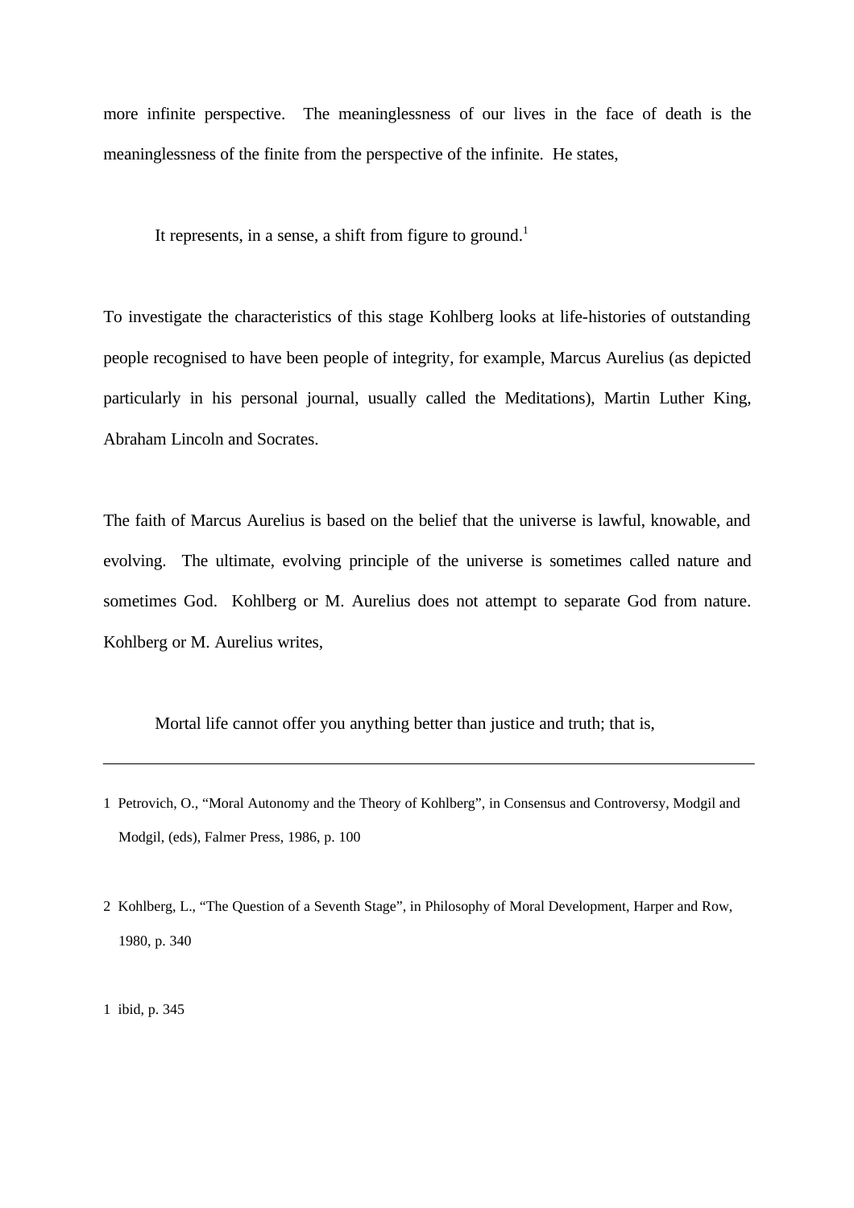more infinite perspective. The meaninglessness of our lives in the face of death is the meaninglessness of the finite from the perspective of the infinite. He states,

> It represents, in a sense, a shift from figure to ground.[1]

To investigate the characteristics of this stage Kohlberg looks at life-histories of outstanding people recognised to have been people of integrity, for example, Marcus Aurelius (as depicted particularly in his personal journal, usually called the Meditations), Martin Luther King, Abraham Lincoln and Socrates.

The faith of Marcus Aurelius is based on the belief that the universe is lawful, knowable, and evolving. The ultimate, evolving principle of the universe is sometimes called nature and sometimes God. Kohlberg or M. Aurelius does not attempt to separate God from nature. Kohlberg or M. Aurelius writes,

> Mortal life cannot offer you anything better than justice and truth; that is,

---

1 Petrovich, O., "Moral Autonomy and the Theory of Kohlberg", in Consensus and Controversy, Modgil and Modgil, (eds), Falmer Press, 1986, p. 100

2 Kohlberg, L., "The Question of a Seventh Stage", in Philosophy of Moral Development, Harper and Row, 1980, p. 340

1 ibid, p. 345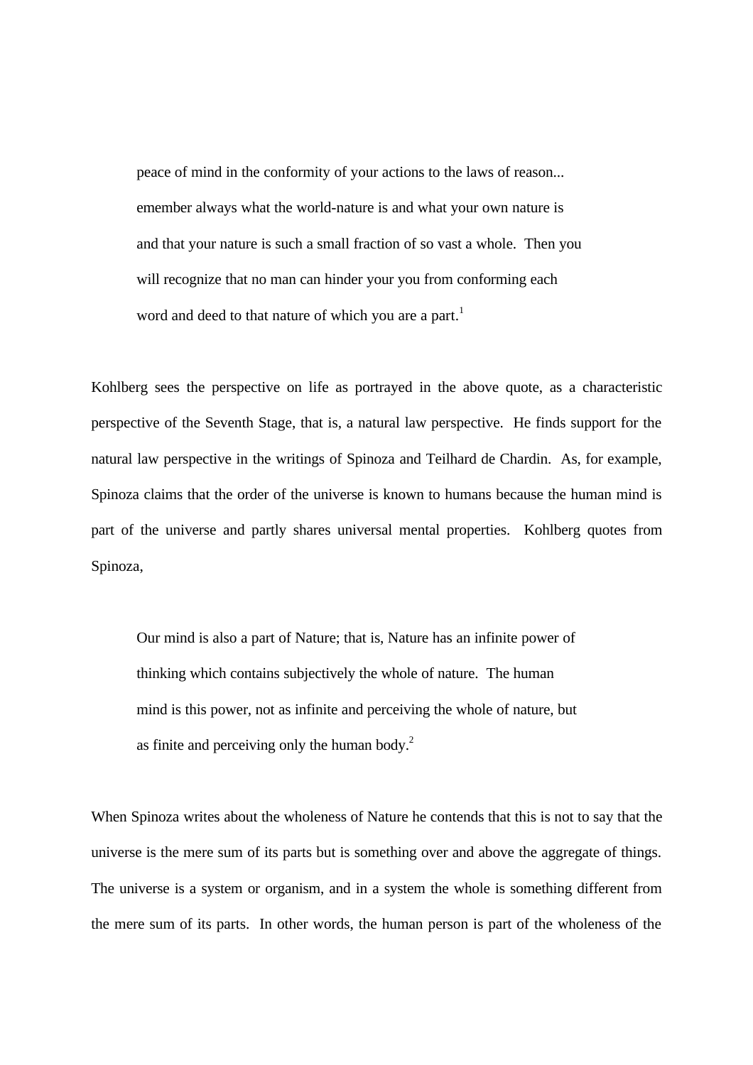> peace of mind in the conformity of your actions to the laws of reason... emember always what the world-nature is and what your own nature is and that your nature is such a small fraction of so vast a whole. Then you will recognize that no man can hinder your you from conforming each word and deed to that nature of which you are a part.[1]

Kohlberg sees the perspective on life as portrayed in the above quote, as a characteristic perspective of the Seventh Stage, that is, a natural law perspective. He finds support for the natural law perspective in the writings of Spinoza and Teilhard de Chardin. As, for example, Spinoza claims that the order of the universe is known to humans because the human mind is part of the universe and partly shares universal mental properties. Kohlberg quotes from Spinoza,

> Our mind is also a part of Nature; that is, Nature has an infinite power of thinking which contains subjectively the whole of nature. The human mind is this power, not as infinite and perceiving the whole of nature, but as finite and perceiving only the human body.[2]

When Spinoza writes about the wholeness of Nature he contends that this is not to say that the universe is the mere sum of its parts but is something over and above the aggregate of things. The universe is a system or organism, and in a system the whole is something different from the mere sum of its parts. In other words, the human person is part of the wholeness of the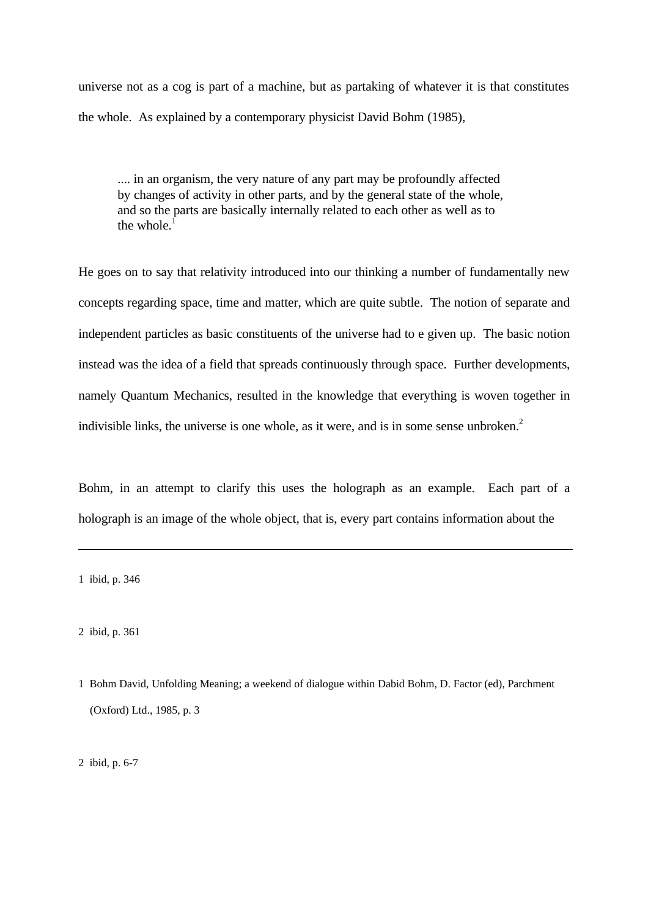universe not as a cog is part of a machine, but as partaking of whatever it is that constitutes the whole. As explained by a contemporary physicist David Bohm (1985),

> .... in an organism, the very nature of any part may be profoundly affected by changes of activity in other parts, and by the general state of the whole, and so the parts are basically internally related to each other as well as to the whole.[1]

He goes on to say that relativity introduced into our thinking a number of fundamentally new concepts regarding space, time and matter, which are quite subtle. The notion of separate and independent particles as basic constituents of the universe had to e given up. The basic notion instead was the idea of a field that spreads continuously through space. Further developments, namely Quantum Mechanics, resulted in the knowledge that everything is woven together in indivisible links, the universe is one whole, as it were, and is in some sense unbroken.[2]

Bohm, in an attempt to clarify this uses the holograph as an example. Each part of a holograph is an image of the whole object, that is, every part contains information about the

---

1 ibid, p. 346

2 ibid, p. 361

1 Bohm David, Unfolding Meaning; a weekend of dialogue within Dabid Bohm, D. Factor (ed), Parchment (Oxford) Ltd., 1985, p. 3

2 ibid, p. 6-7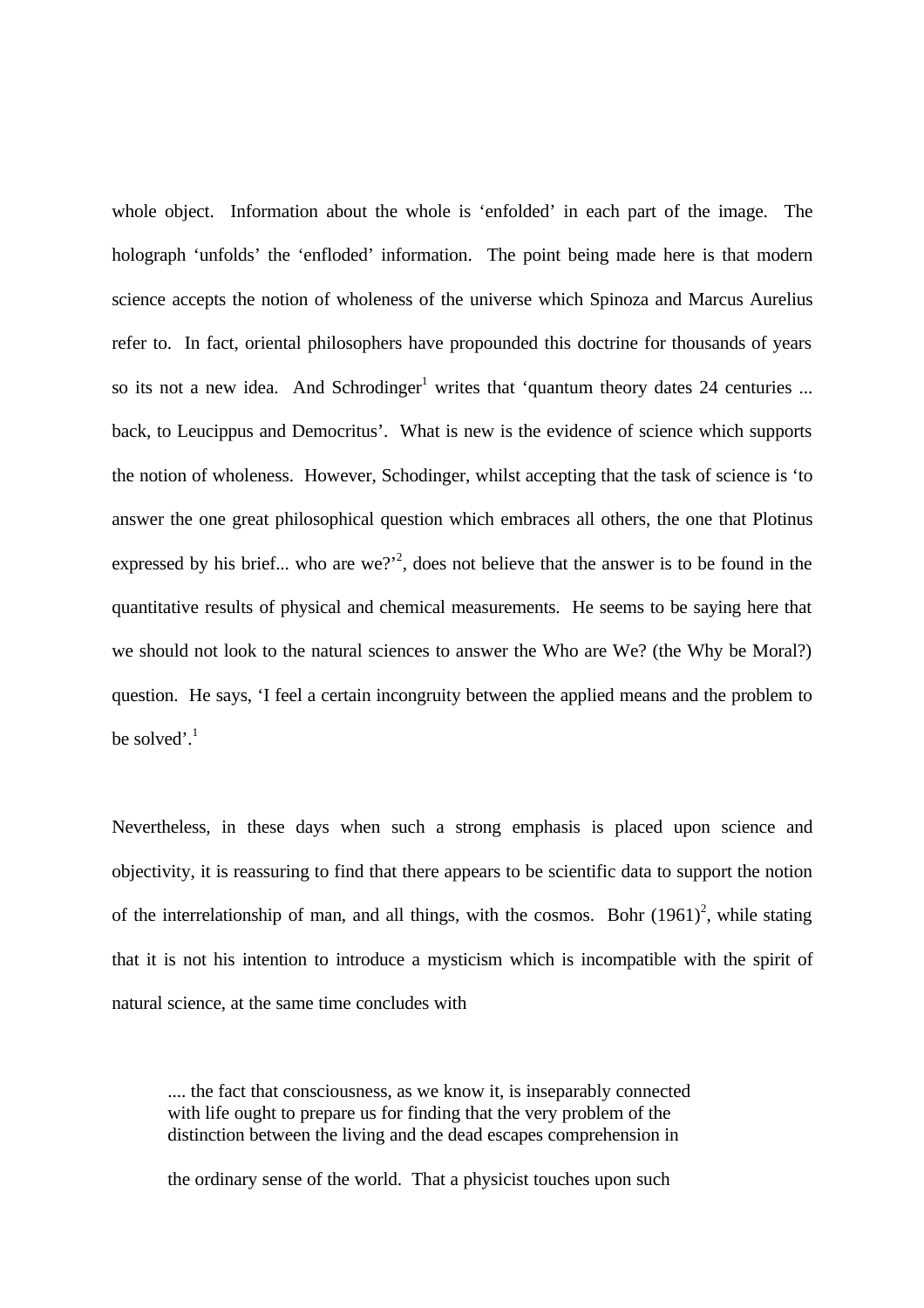whole object. Information about the whole is 'enfolded' in each part of the image. The holograph 'unfolds' the 'enfloded' information. The point being made here is that modern science accepts the notion of wholeness of the universe which Spinoza and Marcus Aurelius refer to. In fact, oriental philosophers have propounded this doctrine for thousands of years so its not a new idea. And Schrodinger[1] writes that 'quantum theory dates 24 centuries ... back, to Leucippus and Democritus'. What is new is the evidence of science which supports the notion of wholeness. However, Schodinger, whilst accepting that the task of science is 'to answer the one great philosophical question which embraces all others, the one that Plotinus expressed by his brief... who are we?'[2], does not believe that the answer is to be found in the quantitative results of physical and chemical measurements. He seems to be saying here that we should not look to the natural sciences to answer the Who are We? (the Why be Moral?) question. He says, 'I feel a certain incongruity between the applied means and the problem to be solved'.[1]

Nevertheless, in these days when such a strong emphasis is placed upon science and objectivity, it is reassuring to find that there appears to be scientific data to support the notion of the interrelationship of man, and all things, with the cosmos. Bohr (1961)[2], while stating that it is not his intention to introduce a mysticism which is incompatible with the spirit of natural science, at the same time concludes with

> .... the fact that consciousness, as we know it, is inseparably connected with life ought to prepare us for finding that the very problem of the distinction between the living and the dead escapes comprehension in
>
> the ordinary sense of the world. That a physicist touches upon such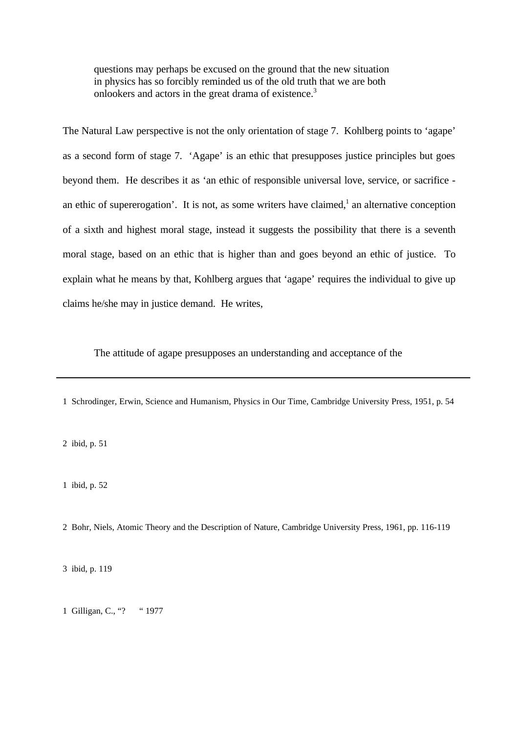> questions may perhaps be excused on the ground that the new situation in physics has so forcibly reminded us of the old truth that we are both onlookers and actors in the great drama of existence.[3]

The Natural Law perspective is not the only orientation of stage 7. Kohlberg points to 'agape' as a second form of stage 7. 'Agape' is an ethic that presupposes justice principles but goes beyond them. He describes it as 'an ethic of responsible universal love, service, or sacrifice - an ethic of supererogation'. It is not, as some writers have claimed,[1] an alternative conception of a sixth and highest moral stage, instead it suggests the possibility that there is a seventh moral stage, based on an ethic that is higher than and goes beyond an ethic of justice. To explain what he means by that, Kohlberg argues that 'agape' requires the individual to give up claims he/she may in justice demand. He writes,

> The attitude of agape presupposes an understanding and acceptance of the

---

1 Schrodinger, Erwin, Science and Humanism, Physics in Our Time, Cambridge University Press, 1951, p. 54

2 ibid, p. 51

1 ibid, p. 52

2 Bohr, Niels, Atomic Theory and the Description of Nature, Cambridge University Press, 1961, pp. 116-119

3 ibid, p. 119

1 Gilligan, C., "? " 1977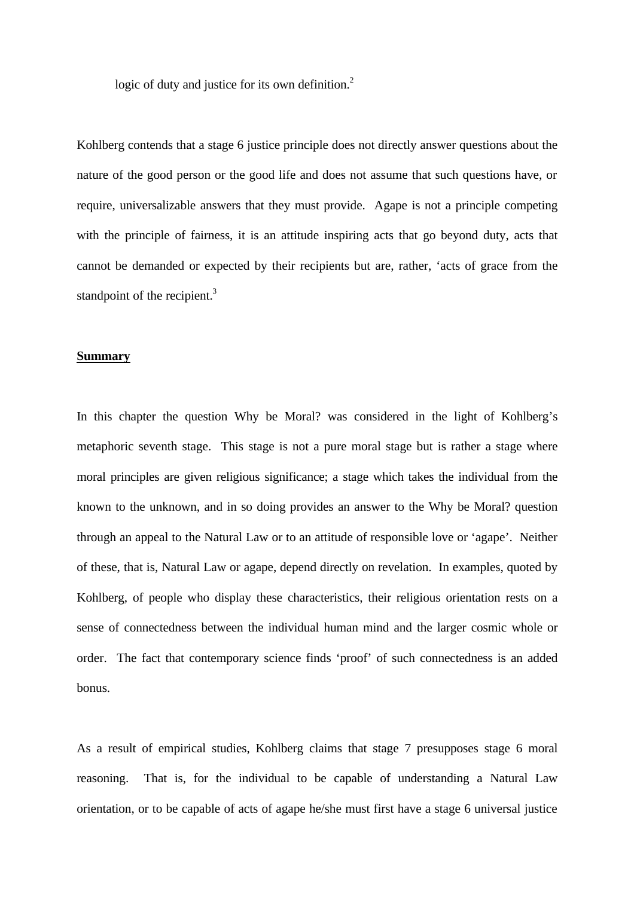logic of duty and justice for its own definition.[2]

Kohlberg contends that a stage 6 justice principle does not directly answer questions about the nature of the good person or the good life and does not assume that such questions have, or require, universalizable answers that they must provide. Agape is not a principle competing with the principle of fairness, it is an attitude inspiring acts that go beyond duty, acts that cannot be demanded or expected by their recipients but are, rather, 'acts of grace from the standpoint of the recipient.[3]

**Summary**

In this chapter the question Why be Moral? was considered in the light of Kohlberg's metaphoric seventh stage. This stage is not a pure moral stage but is rather a stage where moral principles are given religious significance; a stage which takes the individual from the known to the unknown, and in so doing provides an answer to the Why be Moral? question through an appeal to the Natural Law or to an attitude of responsible love or 'agape'. Neither of these, that is, Natural Law or agape, depend directly on revelation. In examples, quoted by Kohlberg, of people who display these characteristics, their religious orientation rests on a sense of connectedness between the individual human mind and the larger cosmic whole or order. The fact that contemporary science finds 'proof' of such connectedness is an added bonus.

As a result of empirical studies, Kohlberg claims that stage 7 presupposes stage 6 moral reasoning. That is, for the individual to be capable of understanding a Natural Law orientation, or to be capable of acts of agape he/she must first have a stage 6 universal justice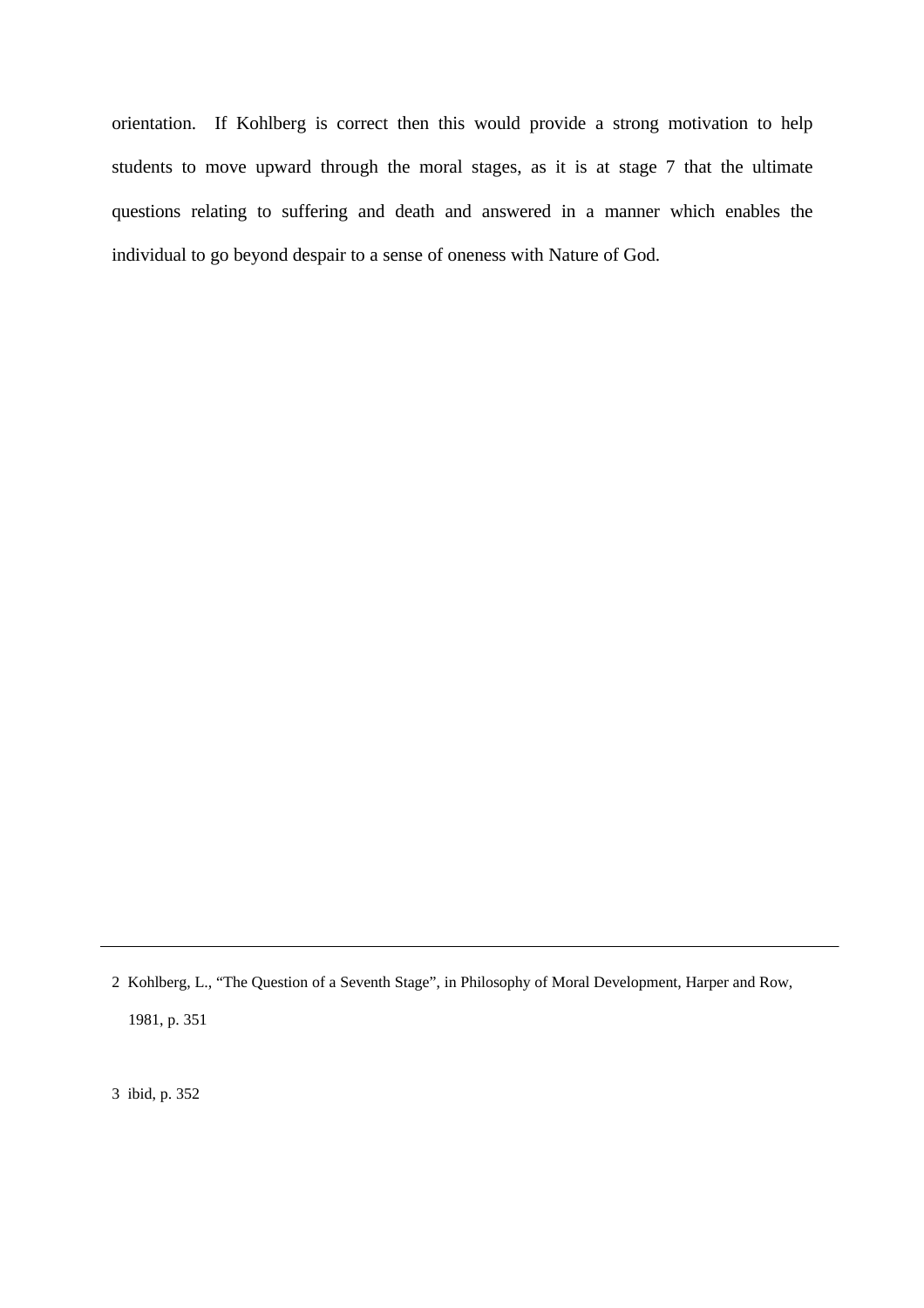orientation. If Kohlberg is correct then this would provide a strong motivation to help students to move upward through the moral stages, as it is at stage 7 that the ultimate questions relating to suffering and death and answered in a manner which enables the individual to go beyond despair to a sense of oneness with Nature of God.

---

2 Kohlberg, L., "The Question of a Seventh Stage", in Philosophy of Moral Development, Harper and Row, 1981, p. 351

3 ibid, p. 352